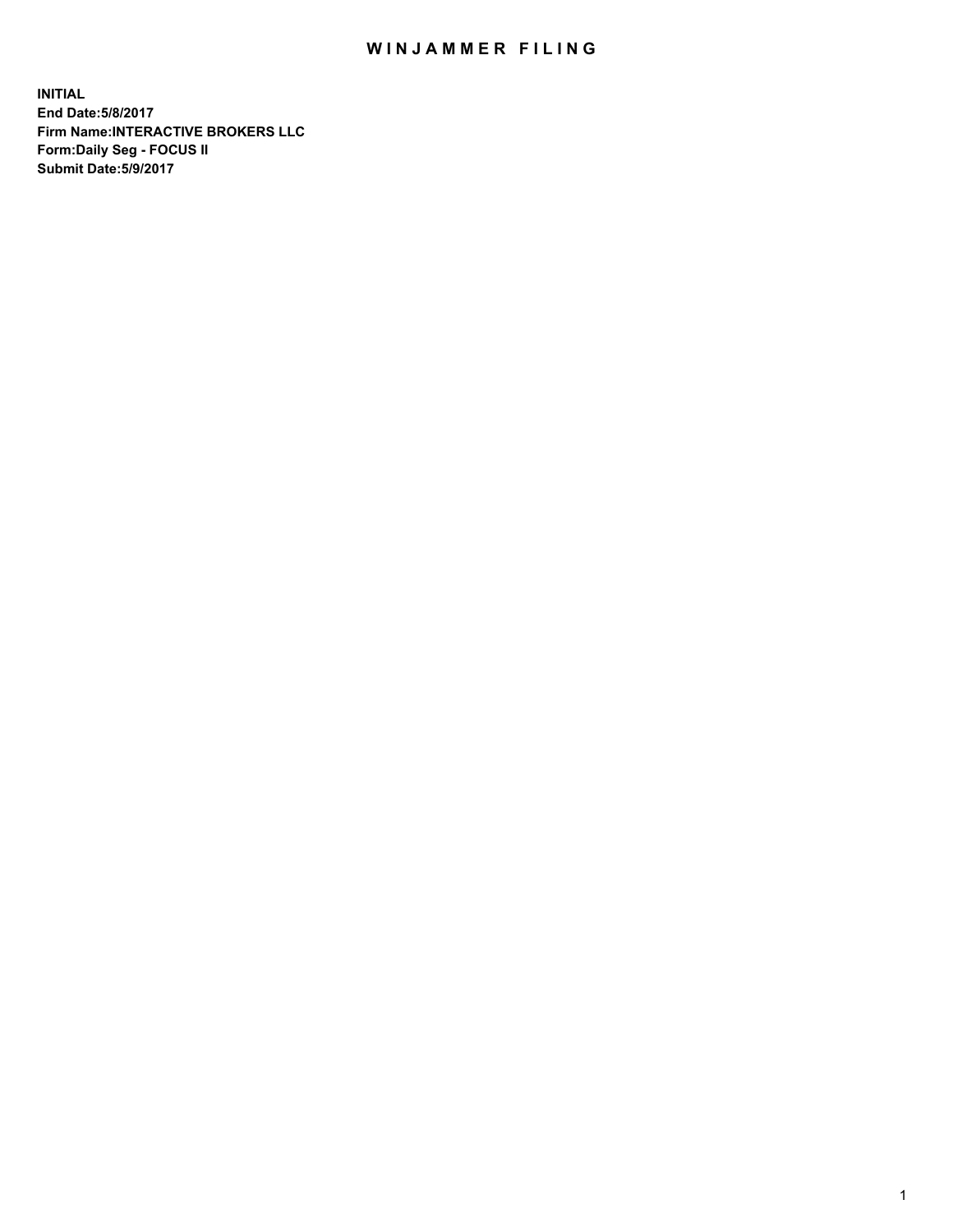# WINJAMMER FILING

**INITIAL**
**End Date:5/8/2017**
**Firm Name:INTERACTIVE BROKERS LLC**
**Form:Daily Seg - FOCUS II**
**Submit Date:5/9/2017**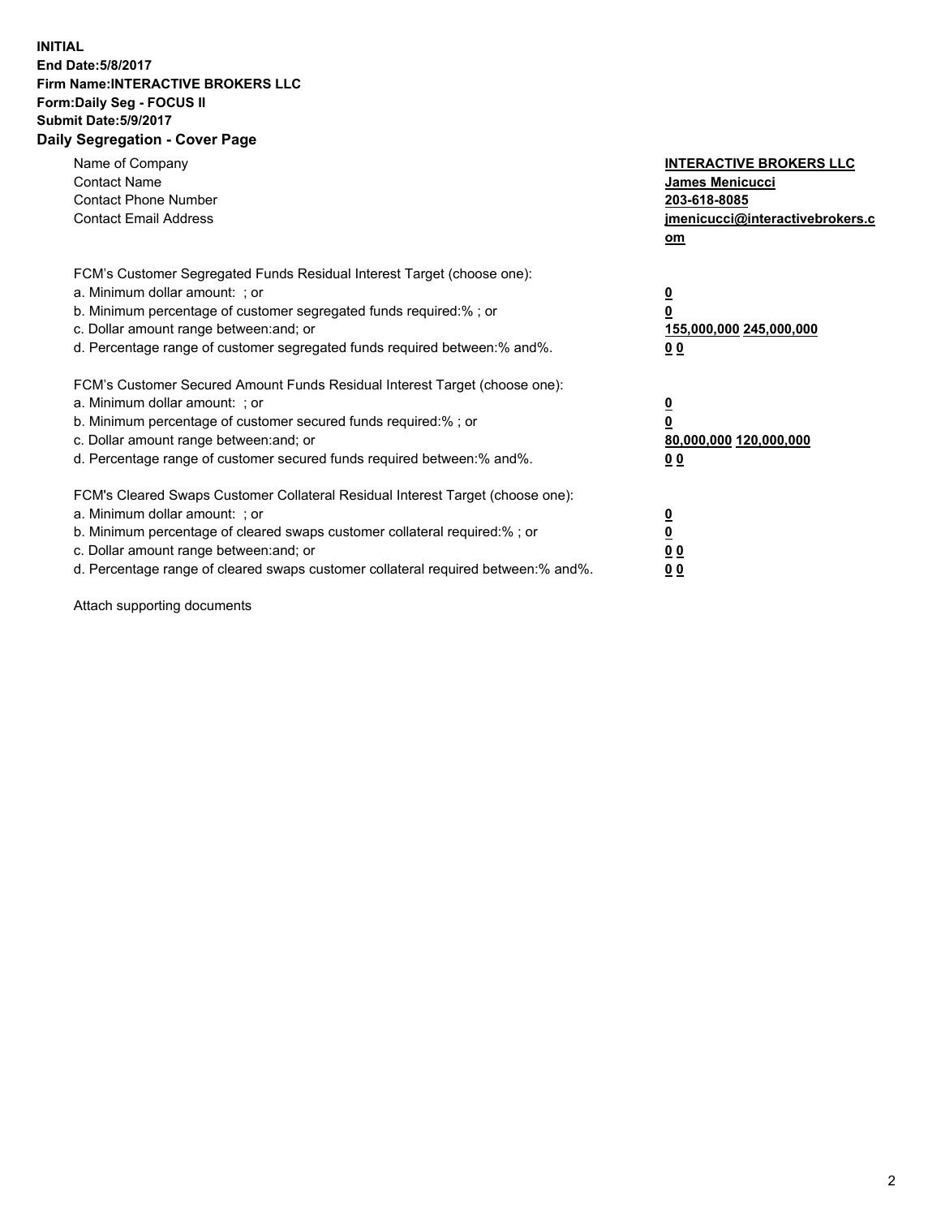**INITIAL**
**End Date:5/8/2017**
**Firm Name:INTERACTIVE BROKERS LLC**
**Form:Daily Seg - FOCUS II**
**Submit Date:5/9/2017**

## Daily Segregation - Cover Page

| | |
|---|---|
| Name of Company | **INTERACTIVE BROKERS LLC** |
| Contact Name | **James Menicucci** |
| Contact Phone Number | **203-618-8085** |
| Contact Email Address | **jmenicucci@interactivebrokers.com** |

FCM's Customer Segregated Funds Residual Interest Target (choose one):

| | |
|---|---|
| a. Minimum dollar amount: ; or | **0** |
| b. Minimum percentage of customer segregated funds required:% ; or | **0** |
| c. Dollar amount range between:and; or | **155,000,000 245,000,000** |
| d. Percentage range of customer segregated funds required between:% and%. | **0 0** |

FCM's Customer Secured Amount Funds Residual Interest Target (choose one):

| | |
|---|---|
| a. Minimum dollar amount: ; or | **0** |
| b. Minimum percentage of customer secured funds required:% ; or | **0** |
| c. Dollar amount range between:and; or | **80,000,000 120,000,000** |
| d. Percentage range of customer secured funds required between:% and%. | **0 0** |

FCM's Cleared Swaps Customer Collateral Residual Interest Target (choose one):

| | |
|---|---|
| a. Minimum dollar amount: ; or | **0** |
| b. Minimum percentage of cleared swaps customer collateral required:% ; or | **0** |
| c. Dollar amount range between:and; or | **0 0** |
| d. Percentage range of cleared swaps customer collateral required between:% and%. | **0 0** |

Attach supporting documents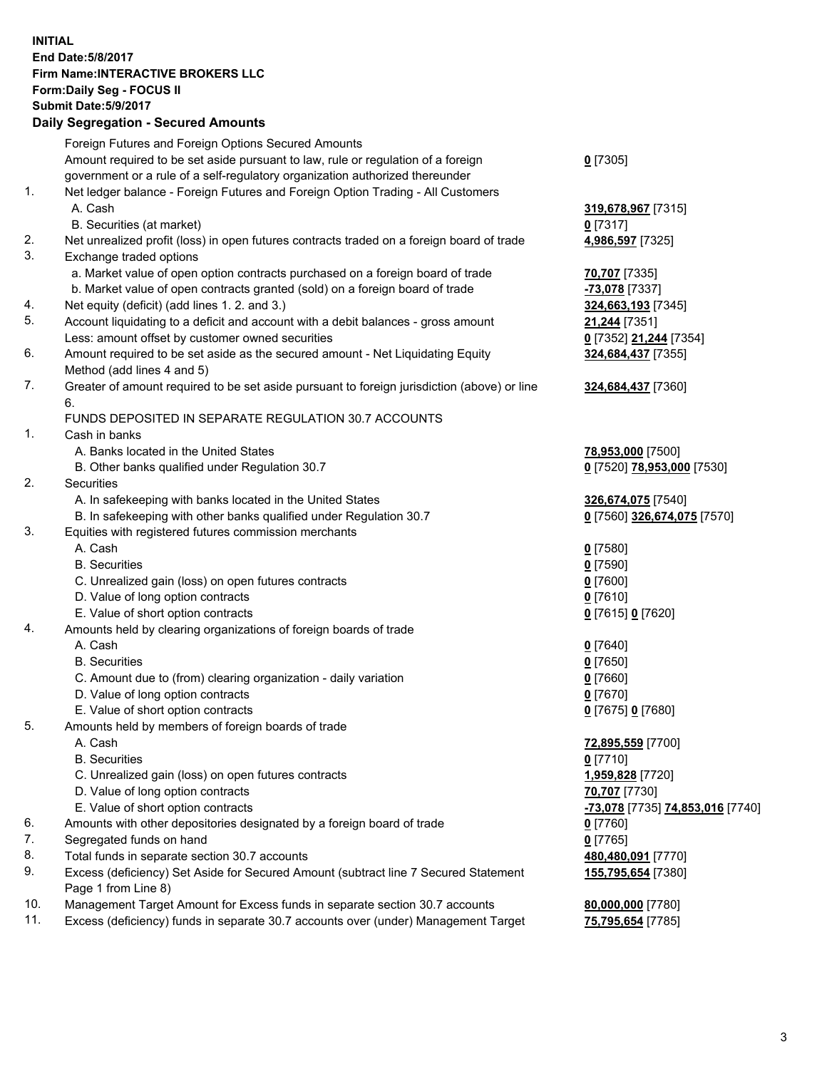**INITIAL**
**End Date:5/8/2017**
**Firm Name:INTERACTIVE BROKERS LLC**
**Form:Daily Seg - FOCUS II**
**Submit Date:5/9/2017**

## Daily Segregation - Secured Amounts

| | | |
|---|---|---|
| | Foreign Futures and Foreign Options Secured Amounts | |
| | Amount required to be set aside pursuant to law, rule or regulation of a foreign government or a rule of a self-regulatory organization authorized thereunder | **0** [7305] |
| 1. | Net ledger balance - Foreign Futures and Foreign Option Trading - All Customers | |
| | A. Cash | **319,678,967** [7315] |
| | B. Securities (at market) | **0** [7317] |
| 2. | Net unrealized profit (loss) in open futures contracts traded on a foreign board of trade | **4,986,597** [7325] |
| 3. | Exchange traded options | |
| | a. Market value of open option contracts purchased on a foreign board of trade | **70,707** [7335] |
| | b. Market value of open contracts granted (sold) on a foreign board of trade | **-73,078** [7337] |
| 4. | Net equity (deficit) (add lines 1. 2. and 3.) | **324,663,193** [7345] |
| 5. | Account liquidating to a deficit and account with a debit balances - gross amount | **21,244** [7351] |
| | Less: amount offset by customer owned securities | **0** [7352] **21,244** [7354] |
| 6. | Amount required to be set aside as the secured amount - Net Liquidating Equity Method (add lines 4 and 5) | **324,684,437** [7355] |
| 7. | Greater of amount required to be set aside pursuant to foreign jurisdiction (above) or line 6. | **324,684,437** [7360] |
| | FUNDS DEPOSITED IN SEPARATE REGULATION 30.7 ACCOUNTS | |
| 1. | Cash in banks | |
| | A. Banks located in the United States | **78,953,000** [7500] |
| | B. Other banks qualified under Regulation 30.7 | **0** [7520] **78,953,000** [7530] |
| 2. | Securities | |
| | A. In safekeeping with banks located in the United States | **326,674,075** [7540] |
| | B. In safekeeping with other banks qualified under Regulation 30.7 | **0** [7560] **326,674,075** [7570] |
| 3. | Equities with registered futures commission merchants | |
| | A. Cash | **0** [7580] |
| | B. Securities | **0** [7590] |
| | C. Unrealized gain (loss) on open futures contracts | **0** [7600] |
| | D. Value of long option contracts | **0** [7610] |
| | E. Value of short option contracts | **0** [7615] **0** [7620] |
| 4. | Amounts held by clearing organizations of foreign boards of trade | |
| | A. Cash | **0** [7640] |
| | B. Securities | **0** [7650] |
| | C. Amount due to (from) clearing organization - daily variation | **0** [7660] |
| | D. Value of long option contracts | **0** [7670] |
| | E. Value of short option contracts | **0** [7675] **0** [7680] |
| 5. | Amounts held by members of foreign boards of trade | |
| | A. Cash | **72,895,559** [7700] |
| | B. Securities | **0** [7710] |
| | C. Unrealized gain (loss) on open futures contracts | **1,959,828** [7720] |
| | D. Value of long option contracts | **70,707** [7730] |
| | E. Value of short option contracts | **-73,078** [7735] **74,853,016** [7740] |
| 6. | Amounts with other depositories designated by a foreign board of trade | **0** [7760] |
| 7. | Segregated funds on hand | **0** [7765] |
| 8. | Total funds in separate section 30.7 accounts | **480,480,091** [7770] |
| 9. | Excess (deficiency) Set Aside for Secured Amount (subtract line 7 Secured Statement Page 1 from Line 8) | **155,795,654** [7380] |
| 10. | Management Target Amount for Excess funds in separate section 30.7 accounts | **80,000,000** [7780] |
| 11. | Excess (deficiency) funds in separate 30.7 accounts over (under) Management Target | **75,795,654** [7785] |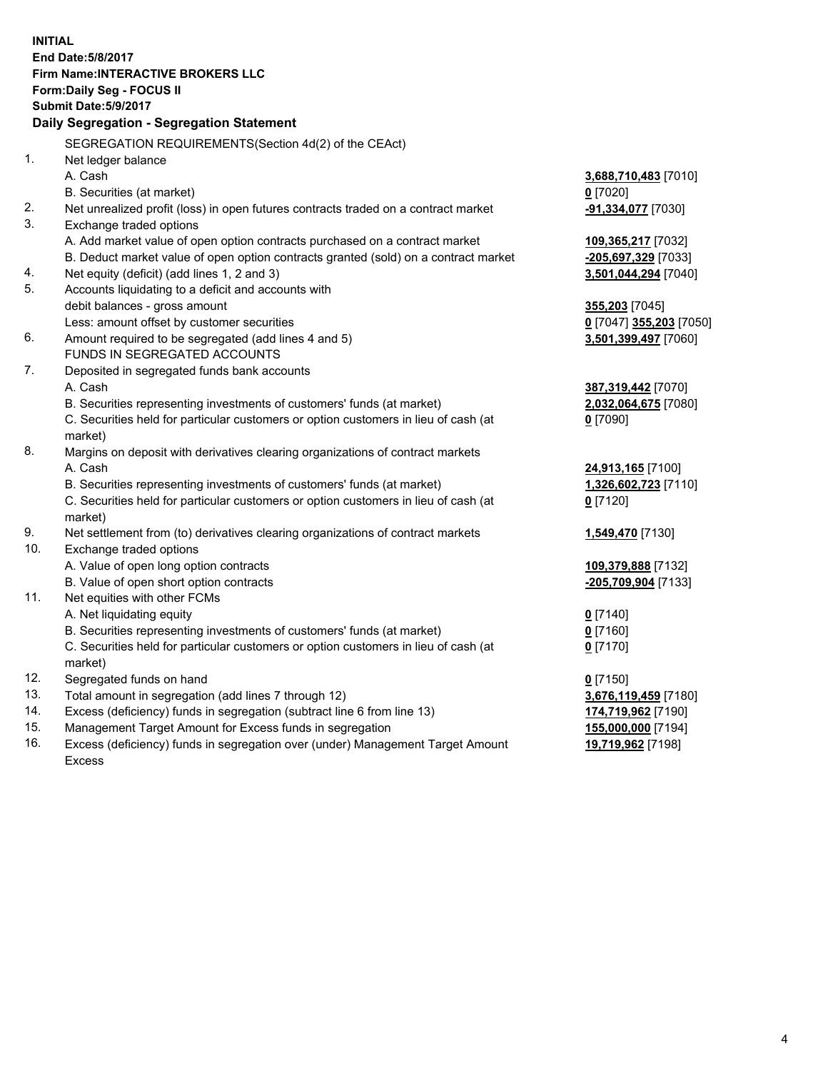**INITIAL**
**End Date:5/8/2017**
**Firm Name:INTERACTIVE BROKERS LLC**
**Form:Daily Seg - FOCUS II**
**Submit Date:5/9/2017**

### Daily Segregation - Segregation Statement

| | SEGREGATION REQUIREMENTS(Section 4d(2) of the CEAct) | |
|---|---|---|
| 1. | Net ledger balance | |
| | A. Cash | **3,688,710,483** [7010] |
| | B. Securities (at market) | **0** [7020] |
| 2. | Net unrealized profit (loss) in open futures contracts traded on a contract market | **-91,334,077** [7030] |
| 3. | Exchange traded options | |
| | A. Add market value of open option contracts purchased on a contract market | **109,365,217** [7032] |
| | B. Deduct market value of open option contracts granted (sold) on a contract market | **-205,697,329** [7033] |
| 4. | Net equity (deficit) (add lines 1, 2 and 3) | **3,501,044,294** [7040] |
| 5. | Accounts liquidating to a deficit and accounts with debit balances - gross amount | **355,203** [7045] |
| | Less: amount offset by customer securities | **0** [7047] **355,203** [7050] |
| 6. | Amount required to be segregated (add lines 4 and 5) | **3,501,399,497** [7060] |
| | FUNDS IN SEGREGATED ACCOUNTS | |
| 7. | Deposited in segregated funds bank accounts | |
| | A. Cash | **387,319,442** [7070] |
| | B. Securities representing investments of customers' funds (at market) | **2,032,064,675** [7080] |
| | C. Securities held for particular customers or option customers in lieu of cash (at market) | **0** [7090] |
| 8. | Margins on deposit with derivatives clearing organizations of contract markets | |
| | A. Cash | **24,913,165** [7100] |
| | B. Securities representing investments of customers' funds (at market) | **1,326,602,723** [7110] |
| | C. Securities held for particular customers or option customers in lieu of cash (at market) | **0** [7120] |
| 9. | Net settlement from (to) derivatives clearing organizations of contract markets | **1,549,470** [7130] |
| 10. | Exchange traded options | |
| | A. Value of open long option contracts | **109,379,888** [7132] |
| | B. Value of open short option contracts | **-205,709,904** [7133] |
| 11. | Net equities with other FCMs | |
| | A. Net liquidating equity | **0** [7140] |
| | B. Securities representing investments of customers' funds (at market) | **0** [7160] |
| | C. Securities held for particular customers or option customers in lieu of cash (at market) | **0** [7170] |
| 12. | Segregated funds on hand | **0** [7150] |
| 13. | Total amount in segregation (add lines 7 through 12) | **3,676,119,459** [7180] |
| 14. | Excess (deficiency) funds in segregation (subtract line 6 from line 13) | **174,719,962** [7190] |
| 15. | Management Target Amount for Excess funds in segregation | **155,000,000** [7194] |
| 16. | Excess (deficiency) funds in segregation over (under) Management Target Amount Excess | **19,719,962** [7198] |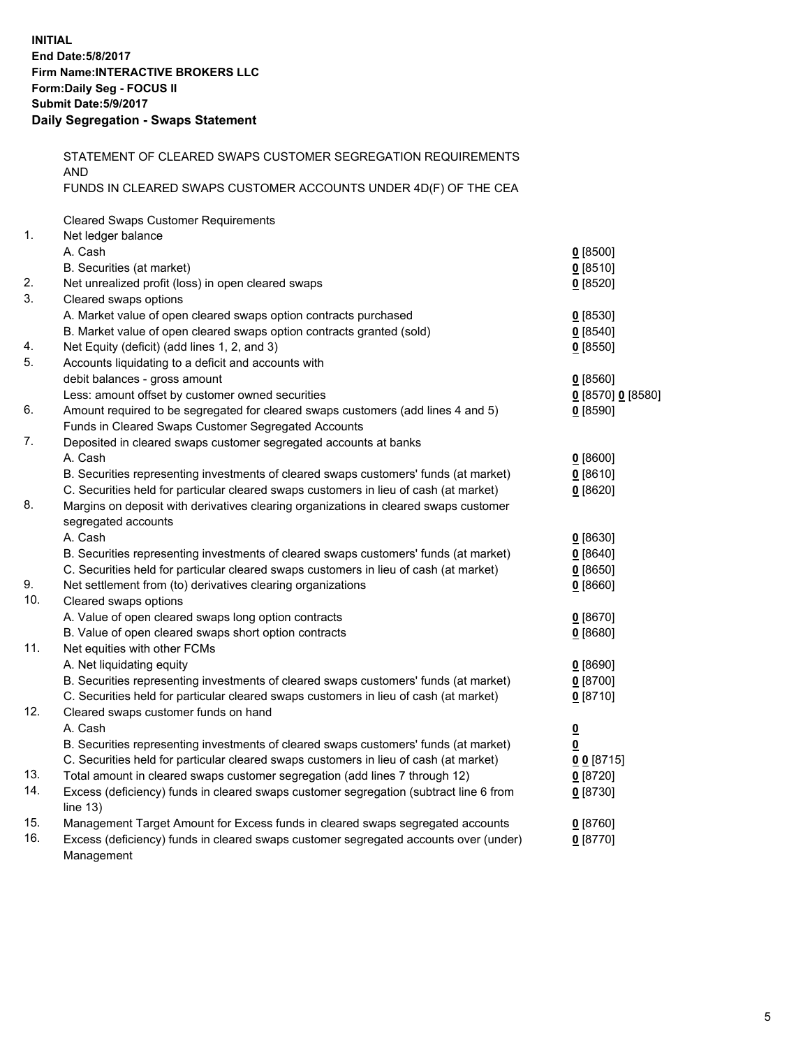**INITIAL**
**End Date:5/8/2017**
**Firm Name:INTERACTIVE BROKERS LLC**
**Form:Daily Seg - FOCUS II**
**Submit Date:5/9/2017**
**Daily Segregation - Swaps Statement**

STATEMENT OF CLEARED SWAPS CUSTOMER SEGREGATION REQUIREMENTS AND FUNDS IN CLEARED SWAPS CUSTOMER ACCOUNTS UNDER 4D(F) OF THE CEA

| | | |
|---|---|---|
| | Cleared Swaps Customer Requirements | |
| 1. | Net ledger balance | |
| | A. Cash | 0 [8500] |
| | B. Securities (at market) | 0 [8510] |
| 2. | Net unrealized profit (loss) in open cleared swaps | 0 [8520] |
| 3. | Cleared swaps options | |
| | A. Market value of open cleared swaps option contracts purchased | 0 [8530] |
| | B. Market value of open cleared swaps option contracts granted (sold) | 0 [8540] |
| 4. | Net Equity (deficit) (add lines 1, 2, and 3) | 0 [8550] |
| 5. | Accounts liquidating to a deficit and accounts with debit balances - gross amount | 0 [8560] |
| | Less: amount offset by customer owned securities | 0 [8570] 0 [8580] |
| 6. | Amount required to be segregated for cleared swaps customers (add lines 4 and 5) | 0 [8590] |
| | Funds in Cleared Swaps Customer Segregated Accounts | |
| 7. | Deposited in cleared swaps customer segregated accounts at banks | |
| | A. Cash | 0 [8600] |
| | B. Securities representing investments of cleared swaps customers' funds (at market) | 0 [8610] |
| | C. Securities held for particular cleared swaps customers in lieu of cash (at market) | 0 [8620] |
| 8. | Margins on deposit with derivatives clearing organizations in cleared swaps customer segregated accounts | |
| | A. Cash | 0 [8630] |
| | B. Securities representing investments of cleared swaps customers' funds (at market) | 0 [8640] |
| | C. Securities held for particular cleared swaps customers in lieu of cash (at market) | 0 [8650] |
| 9. | Net settlement from (to) derivatives clearing organizations | 0 [8660] |
| 10. | Cleared swaps options | |
| | A. Value of open cleared swaps long option contracts | 0 [8670] |
| | B. Value of open cleared swaps short option contracts | 0 [8680] |
| 11. | Net equities with other FCMs | |
| | A. Net liquidating equity | 0 [8690] |
| | B. Securities representing investments of cleared swaps customers' funds (at market) | 0 [8700] |
| | C. Securities held for particular cleared swaps customers in lieu of cash (at market) | 0 [8710] |
| 12. | Cleared swaps customer funds on hand | |
| | A. Cash | 0 |
| | B. Securities representing investments of cleared swaps customers' funds (at market) | 0 |
| | C. Securities held for particular cleared swaps customers in lieu of cash (at market) | 0 0 [8715] |
| 13. | Total amount in cleared swaps customer segregation (add lines 7 through 12) | 0 [8720] |
| 14. | Excess (deficiency) funds in cleared swaps customer segregation (subtract line 6 from line 13) | 0 [8730] |
| 15. | Management Target Amount for Excess funds in cleared swaps segregated accounts | 0 [8760] |
| 16. | Excess (deficiency) funds in cleared swaps customer segregated accounts over (under) Management | 0 [8770] |